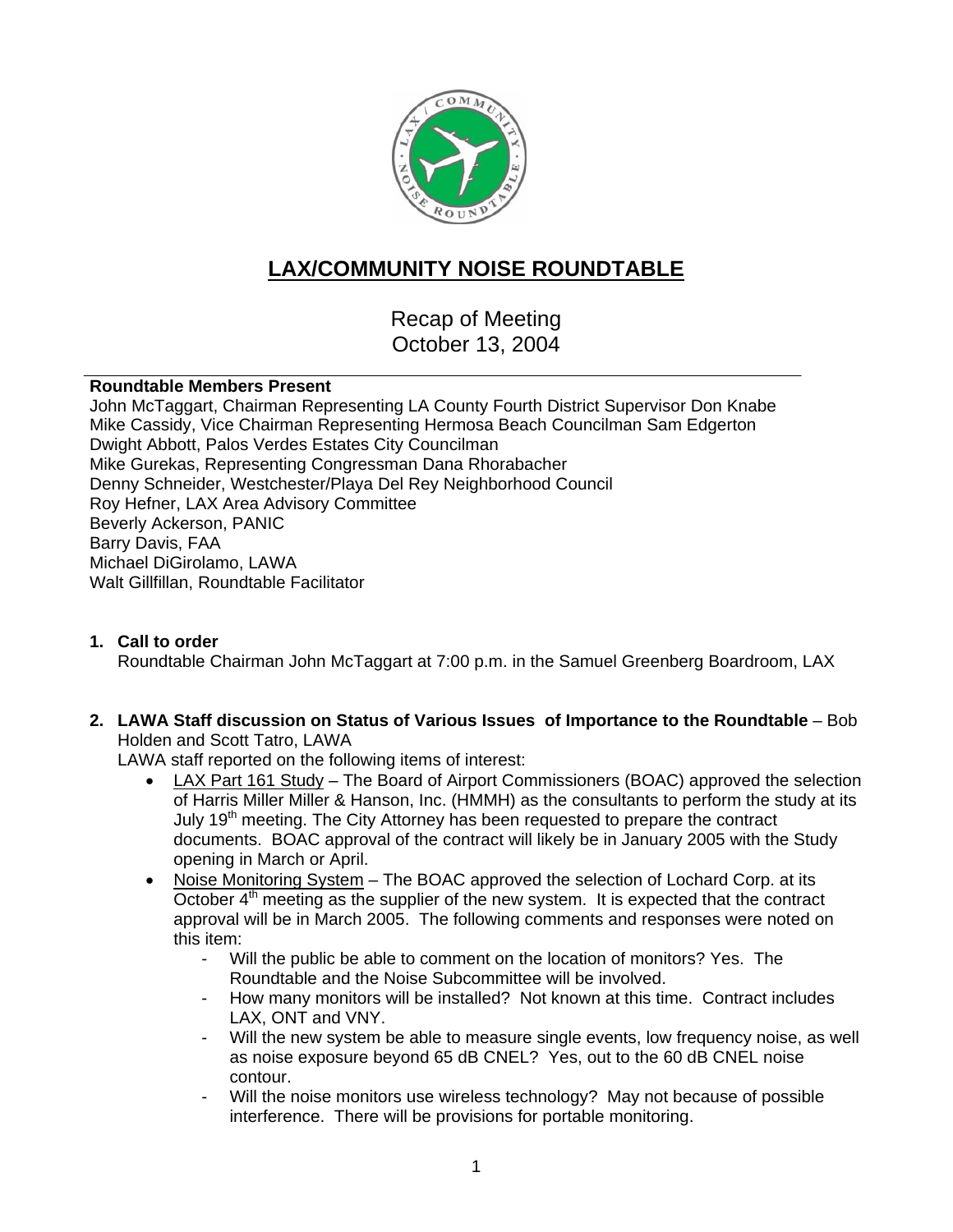# LAX/COMMUNITY NOISE ROUNDTABLE

Recap of Meeting
October 13, 2004

**Roundtable Members Present**

John McTaggart, Chairman Representing LA County Fourth District Supervisor Don Knabe
Mike Cassidy, Vice Chairman Representing Hermosa Beach Councilman Sam Edgerton
Dwight Abbott, Palos Verdes Estates City Councilman
Mike Gurekas, Representing Congressman Dana Rhorabacher
Denny Schneider, Westchester/Playa Del Rey Neighborhood Council
Roy Hefner, LAX Area Advisory Committee
Beverly Ackerson, PANIC
Barry Davis, FAA
Michael DiGirolamo, LAWA
Walt Gillfillan, Roundtable Facilitator

1. **Call to order**
   Roundtable Chairman John McTaggart at 7:00 p.m. in the Samuel Greenberg Boardroom, LAX

2. **LAWA Staff discussion on Status of Various Issues of Importance to the Roundtable** – Bob Holden and Scott Tatro, LAWA
   LAWA staff reported on the following items of interest:
   - LAX Part 161 Study – The Board of Airport Commissioners (BOAC) approved the selection of Harris Miller Miller & Hanson, Inc. (HMMH) as the consultants to perform the study at its July 19th meeting. The City Attorney has been requested to prepare the contract documents. BOAC approval of the contract will likely be in January 2005 with the Study opening in March or April.
   - Noise Monitoring System – The BOAC approved the selection of Lochard Corp. at its October 4th meeting as the supplier of the new system. It is expected that the contract approval will be in March 2005. The following comments and responses were noted on this item:
     - Will the public be able to comment on the location of monitors? Yes. The Roundtable and the Noise Subcommittee will be involved.
     - How many monitors will be installed? Not known at this time. Contract includes LAX, ONT and VNY.
     - Will the new system be able to measure single events, low frequency noise, as well as noise exposure beyond 65 dB CNEL? Yes, out to the 60 dB CNEL noise contour.
     - Will the noise monitors use wireless technology? May not because of possible interference. There will be provisions for portable monitoring.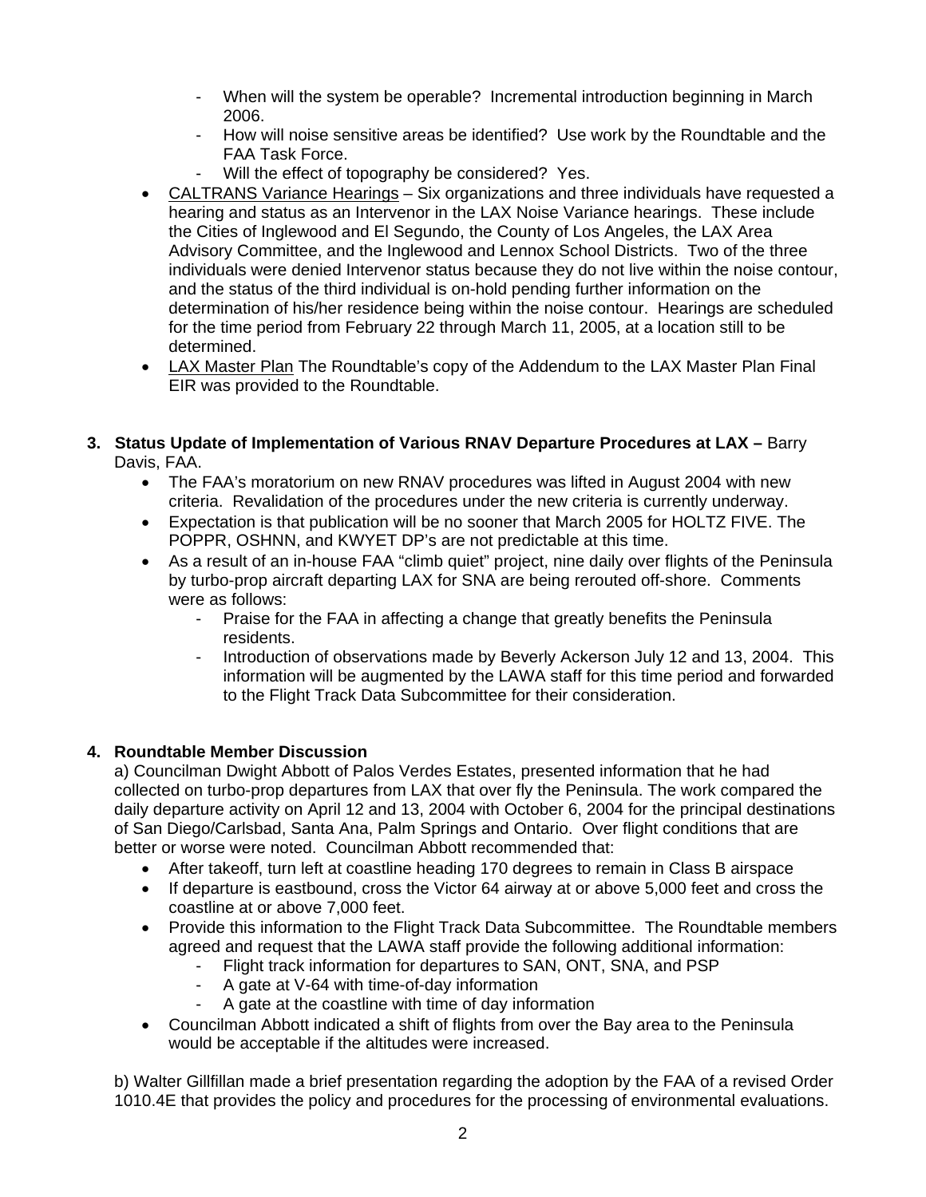- When will the system be operable? Incremental introduction beginning in March 2006.
    - How will noise sensitive areas be identified? Use work by the Roundtable and the FAA Task Force.
    - Will the effect of topography be considered? Yes.
- CALTRANS Variance Hearings – Six organizations and three individuals have requested a hearing and status as an Intervenor in the LAX Noise Variance hearings. These include the Cities of Inglewood and El Segundo, the County of Los Angeles, the LAX Area Advisory Committee, and the Inglewood and Lennox School Districts. Two of the three individuals were denied Intervenor status because they do not live within the noise contour, and the status of the third individual is on-hold pending further information on the determination of his/her residence being within the noise contour. Hearings are scheduled for the time period from February 22 through March 11, 2005, at a location still to be determined.
- LAX Master Plan The Roundtable's copy of the Addendum to the LAX Master Plan Final EIR was provided to the Roundtable.

**3. Status Update of Implementation of Various RNAV Departure Procedures at LAX –** Barry Davis, FAA.

- The FAA's moratorium on new RNAV procedures was lifted in August 2004 with new criteria. Revalidation of the procedures under the new criteria is currently underway.
- Expectation is that publication will be no sooner that March 2005 for HOLTZ FIVE. The POPPR, OSHNN, and KWYET DP's are not predictable at this time.
- As a result of an in-house FAA "climb quiet" project, nine daily over flights of the Peninsula by turbo-prop aircraft departing LAX for SNA are being rerouted off-shore. Comments were as follows:
    - Praise for the FAA in affecting a change that greatly benefits the Peninsula residents.
    - Introduction of observations made by Beverly Ackerson July 12 and 13, 2004. This information will be augmented by the LAWA staff for this time period and forwarded to the Flight Track Data Subcommittee for their consideration.

**4. Roundtable Member Discussion**

a) Councilman Dwight Abbott of Palos Verdes Estates, presented information that he had collected on turbo-prop departures from LAX that over fly the Peninsula. The work compared the daily departure activity on April 12 and 13, 2004 with October 6, 2004 for the principal destinations of San Diego/Carlsbad, Santa Ana, Palm Springs and Ontario. Over flight conditions that are better or worse were noted. Councilman Abbott recommended that:

- After takeoff, turn left at coastline heading 170 degrees to remain in Class B airspace
- If departure is eastbound, cross the Victor 64 airway at or above 5,000 feet and cross the coastline at or above 7,000 feet.
- Provide this information to the Flight Track Data Subcommittee. The Roundtable members agreed and request that the LAWA staff provide the following additional information:
    - Flight track information for departures to SAN, ONT, SNA, and PSP
    - A gate at V-64 with time-of-day information
    - A gate at the coastline with time of day information
- Councilman Abbott indicated a shift of flights from over the Bay area to the Peninsula would be acceptable if the altitudes were increased.

b) Walter Gillfillan made a brief presentation regarding the adoption by the FAA of a revised Order 1010.4E that provides the policy and procedures for the processing of environmental evaluations.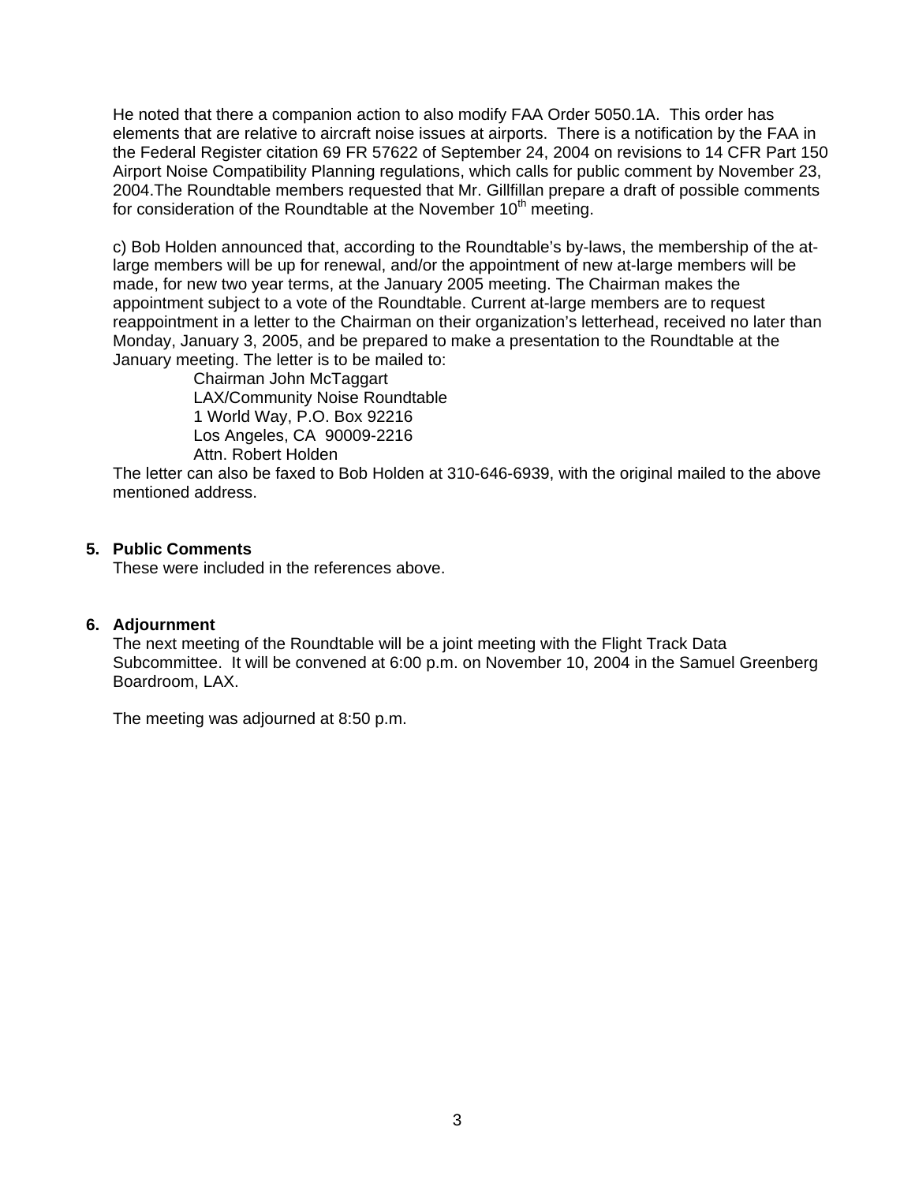He noted that there a companion action to also modify FAA Order 5050.1A. This order has elements that are relative to aircraft noise issues at airports. There is a notification by the FAA in the Federal Register citation 69 FR 57622 of September 24, 2004 on revisions to 14 CFR Part 150 Airport Noise Compatibility Planning regulations, which calls for public comment by November 23, 2004.The Roundtable members requested that Mr. Gillfillan prepare a draft of possible comments for consideration of the Roundtable at the November 10th meeting.

c) Bob Holden announced that, according to the Roundtable's by-laws, the membership of the at-large members will be up for renewal, and/or the appointment of new at-large members will be made, for new two year terms, at the January 2005 meeting. The Chairman makes the appointment subject to a vote of the Roundtable. Current at-large members are to request reappointment in a letter to the Chairman on their organization's letterhead, received no later than Monday, January 3, 2005, and be prepared to make a presentation to the Roundtable at the January meeting. The letter is to be mailed to:

Chairman John McTaggart  
LAX/Community Noise Roundtable  
1 World Way, P.O. Box 92216  
Los Angeles, CA 90009-2216  
Attn. Robert Holden

The letter can also be faxed to Bob Holden at 310-646-6939, with the original mailed to the above mentioned address.

**5. Public Comments**

These were included in the references above.

**6. Adjournment**

The next meeting of the Roundtable will be a joint meeting with the Flight Track Data Subcommittee. It will be convened at 6:00 p.m. on November 10, 2004 in the Samuel Greenberg Boardroom, LAX.

The meeting was adjourned at 8:50 p.m.